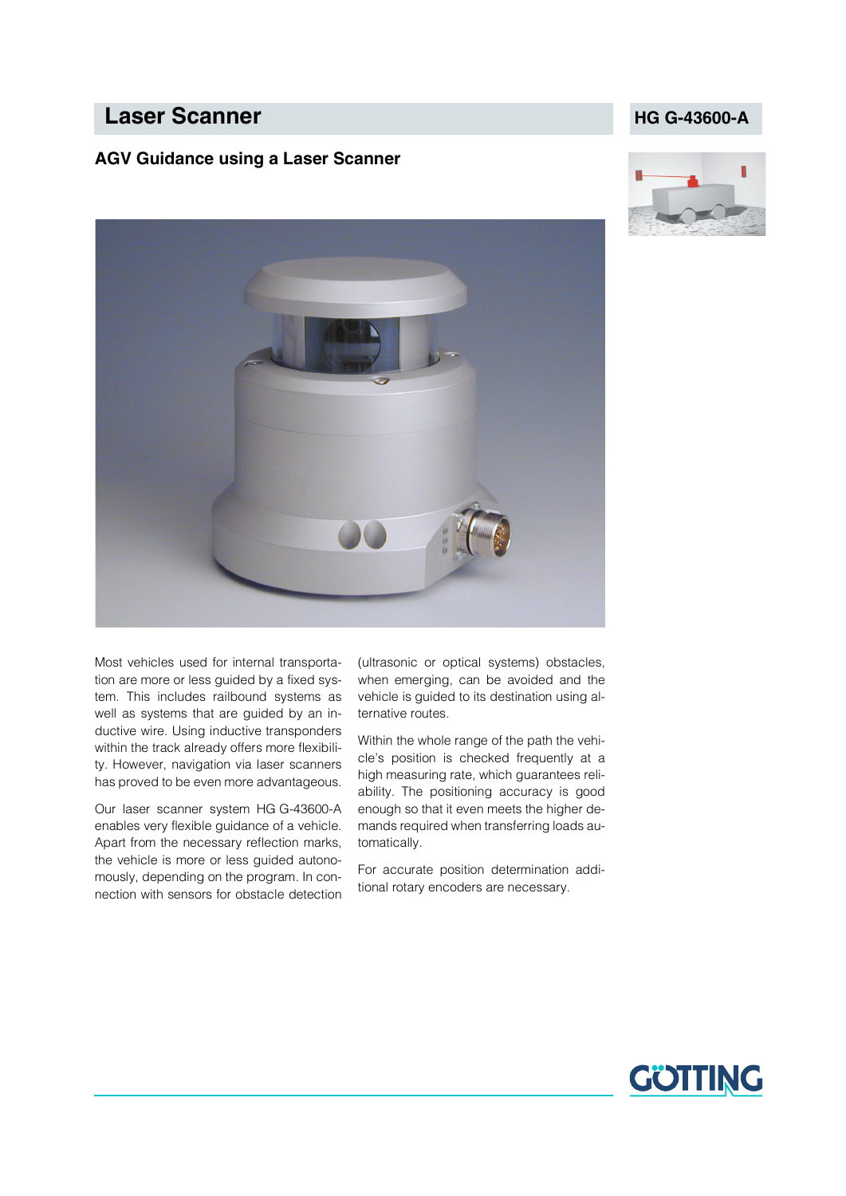# Laser Scanner

**HG G-43600-A**

## AGV Guidance using a Laser Scanner

Most vehicles used for internal transportation are more or less guided by a fixed system. This includes railbound systems as well as systems that are guided by an inductive wire. Using inductive transponders within the track already offers more flexibility. However, navigation via laser scanners has proved to be even more advantageous.

Our laser scanner system HG G-43600-A enables very flexible guidance of a vehicle. Apart from the necessary reflection marks, the vehicle is more or less guided autonomously, depending on the program. In connection with sensors for obstacle detection (ultrasonic or optical systems) obstacles, when emerging, can be avoided and the vehicle is guided to its destination using alternative routes.

Within the whole range of the path the vehicle's position is checked frequently at a high measuring rate, which guarantees reliability. The positioning accuracy is good enough so that it even meets the higher demands required when transferring loads automatically.

For accurate position determination additional rotary encoders are necessary.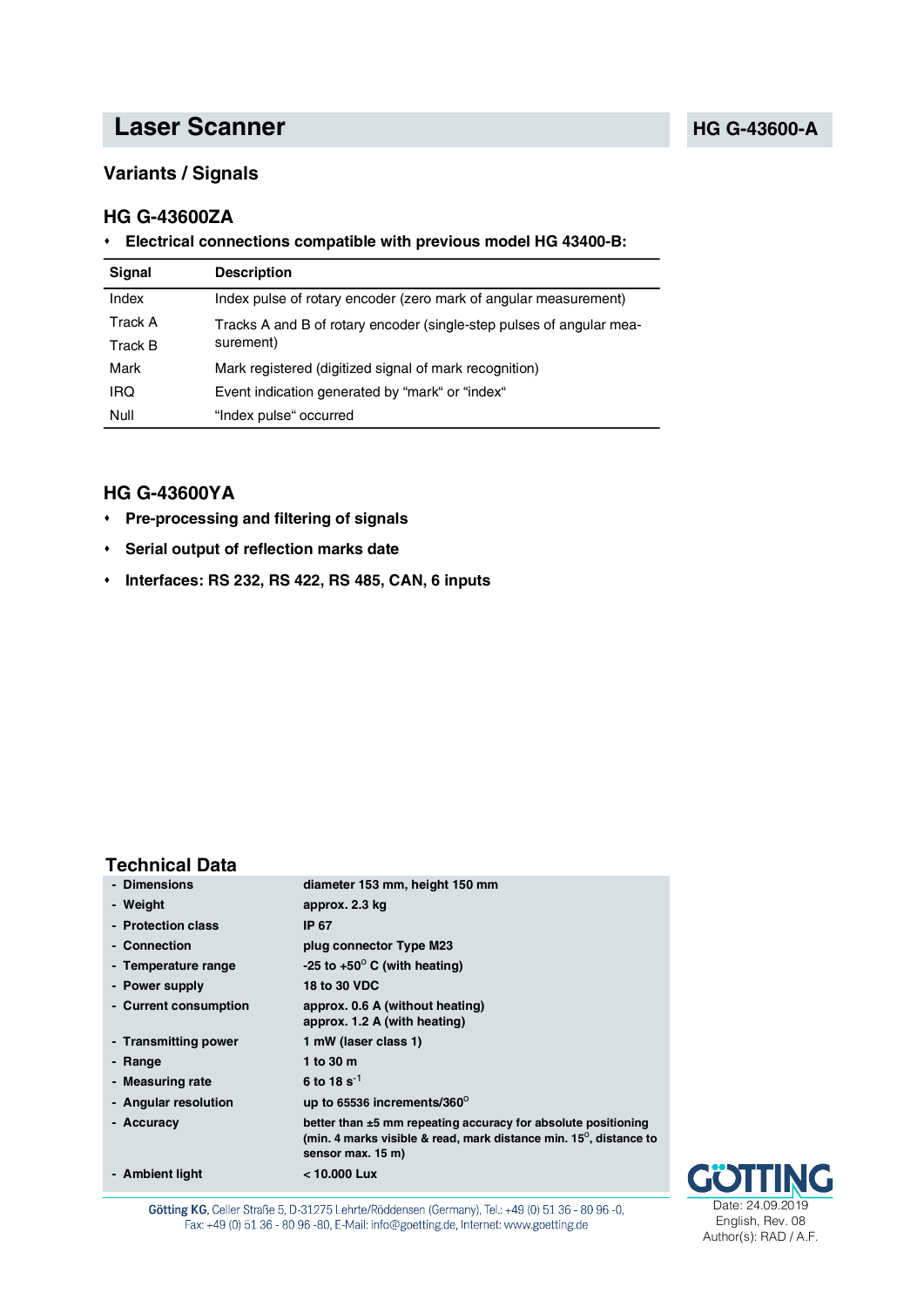# Laser Scanner

HG G-43600-A

## Variants / Signals

### HG G-43600ZA

- **Electrical connections compatible with previous model HG 43400-B:**

| Signal | Description |
|---|---|
| Index | Index pulse of rotary encoder (zero mark of angular measurement) |
| Track A<br>Track B | Tracks A and B of rotary encoder (single-step pulses of angular measurement) |
| Mark | Mark registered (digitized signal of mark recognition) |
| IRQ | Event indication generated by “mark“ or “index“ |
| Null | “Index pulse“ occurred |

### HG G-43600YA

- **Pre-processing and filtering of signals**
- **Serial output of reflection marks date**
- **Interfaces: RS 232, RS 422, RS 485, CAN, 6 inputs**

## Technical Data

| | |
|---|---|
| - **Dimensions** | **diameter 153 mm, height 150 mm** |
| - **Weight** | **approx. 2.3 kg** |
| - **Protection class** | **IP 67** |
| - **Connection** | **plug connector Type M23** |
| - **Temperature range** | **-25 to +50° C (with heating)** |
| - **Power supply** | **18 to 30 VDC** |
| - **Current consumption** | **approx. 0.6 A (without heating)<br>approx. 1.2 A (with heating)** |
| - **Transmitting power** | **1 mW (laser class 1)** |
| - **Range** | **1 to 30 m** |
| - **Measuring rate** | **6 to 18 $s^{-1}$** |
| - **Angular resolution** | **up to 65536 increments/360°** |
| - **Accuracy** | **better than ±5 mm repeating accuracy for absolute positioning (min. 4 marks visible & read, mark distance min. 15°, distance to sensor max. 15 m)** |
| - **Ambient light** | **< 10.000 Lux** |

Götting KG, Celler Straße 5, D-31275 Lehrte/Röddensen (Germany), Tel.: +49 (0) 51 36 - 80 96 -0, Fax: +49 (0) 51 36 - 80 96 -80, E-Mail: info@goetting.de, Internet: www.goetting.de

Date: 24.09.2019
English, Rev. 08
Author(s): RAD / A.F.